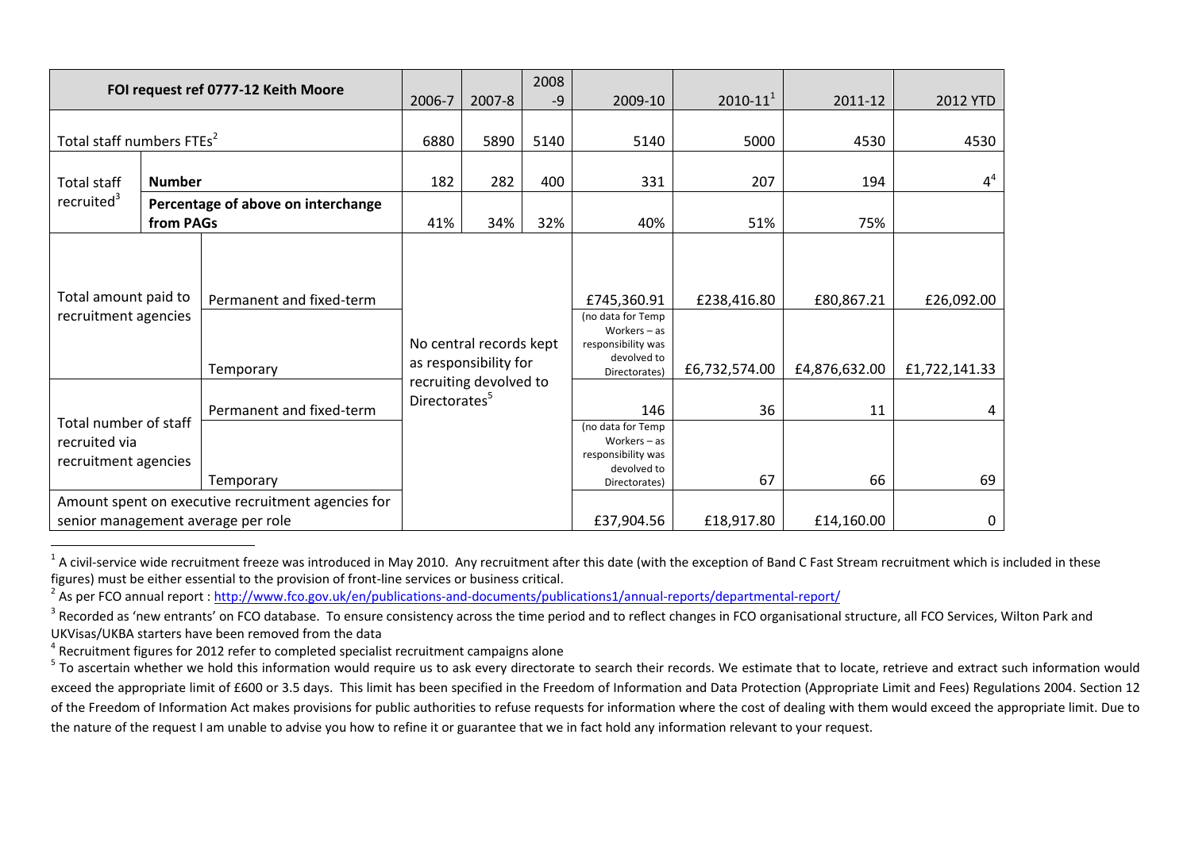| FOI request ref 0777-12 Keith Moore | | | 2006-7 | 2007-8 | 2008-9 | 2009-10 | 2010-11[1] | 2011-12 | 2012 YTD |
|---|---|---|---|---|---|---|---|---|---|
| Total staff numbers FTEs[2] | | | 6880 | 5890 | 5140 | 5140 | 5000 | 4530 | 4530 |
| Total staff recruited[3] | Number | | 182 | 282 | 400 | 331 | 207 | 194 | 4[4] |
| | Percentage of above on interchange from PAGs | | 41% | 34% | 32% | 40% | 51% | 75% | |
| Total amount paid to recruitment agencies | | Permanent and fixed-term | No central records kept as responsibility for recruiting devolved to Directorates[5] | | | £745,360.91 | £238,416.80 | £80,867.21 | £26,092.00 |
| | | Temporary | | | | (no data for Temp Workers – as responsibility was devolved to Directorates) | £6,732,574.00 | £4,876,632.00 | £1,722,141.33 |
| Total number of staff recruited via recruitment agencies | | Permanent and fixed-term | | | | 146 | 36 | 11 | 4 |
| | | Temporary | | | | (no data for Temp Workers – as responsibility was devolved to Directorates) | 67 | 66 | 69 |
| Amount spent on executive recruitment agencies for senior management average per role | | | | | | £37,904.56 | £18,917.80 | £14,160.00 | 0 |

[1] A civil-service wide recruitment freeze was introduced in May 2010. Any recruitment after this date (with the exception of Band C Fast Stream recruitment which is included in these figures) must be either essential to the provision of front-line services or business critical.

[2] As per FCO annual report : http://www.fco.gov.uk/en/publications-and-documents/publications1/annual-reports/departmental-report/

[3] Recorded as 'new entrants' on FCO database. To ensure consistency across the time period and to reflect changes in FCO organisational structure, all FCO Services, Wilton Park and UKVisas/UKBA starters have been removed from the data

[4] Recruitment figures for 2012 refer to completed specialist recruitment campaigns alone

[5] To ascertain whether we hold this information would require us to ask every directorate to search their records. We estimate that to locate, retrieve and extract such information would exceed the appropriate limit of £600 or 3.5 days. This limit has been specified in the Freedom of Information and Data Protection (Appropriate Limit and Fees) Regulations 2004. Section 12 of the Freedom of Information Act makes provisions for public authorities to refuse requests for information where the cost of dealing with them would exceed the appropriate limit. Due to the nature of the request I am unable to advise you how to refine it or guarantee that we in fact hold any information relevant to your request.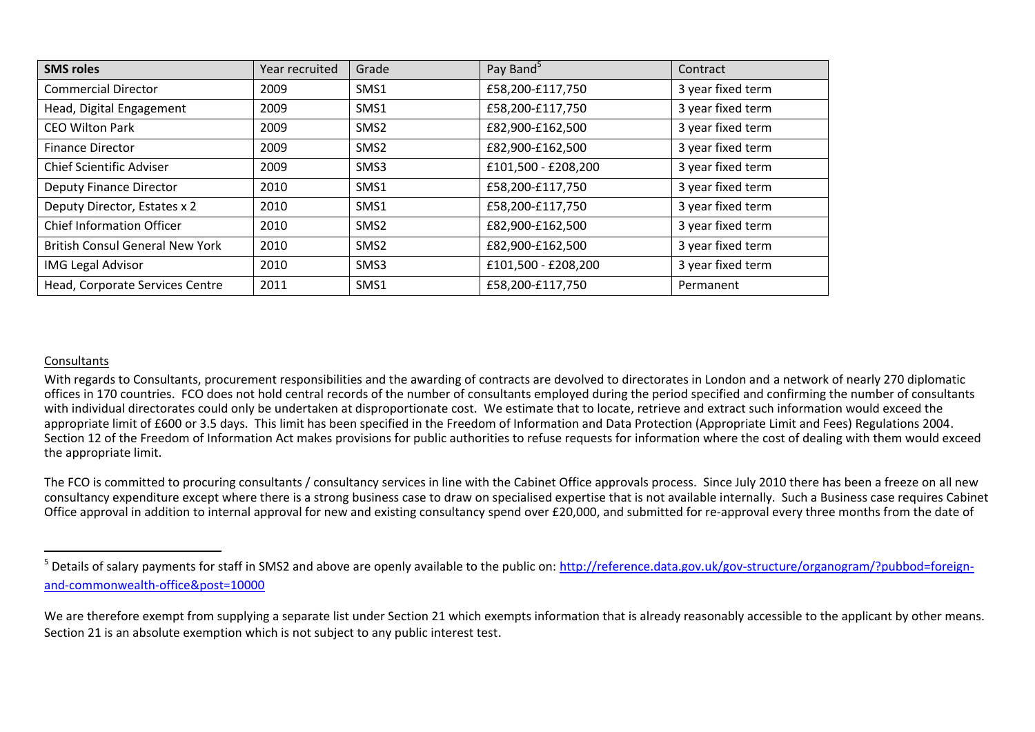| **SMS roles** | Year recruited | Grade | Pay Band[5] | Contract |
|---|---|---|---|---|
| Commercial Director | 2009 | SMS1 | £58,200-£117,750 | 3 year fixed term |
| Head, Digital Engagement | 2009 | SMS1 | £58,200-£117,750 | 3 year fixed term |
| CEO Wilton Park | 2009 | SMS2 | £82,900-£162,500 | 3 year fixed term |
| Finance Director | 2009 | SMS2 | £82,900-£162,500 | 3 year fixed term |
| Chief Scientific Adviser | 2009 | SMS3 | £101,500 - £208,200 | 3 year fixed term |
| Deputy Finance Director | 2010 | SMS1 | £58,200-£117,750 | 3 year fixed term |
| Deputy Director, Estates x 2 | 2010 | SMS1 | £58,200-£117,750 | 3 year fixed term |
| Chief Information Officer | 2010 | SMS2 | £82,900-£162,500 | 3 year fixed term |
| British Consul General New York | 2010 | SMS2 | £82,900-£162,500 | 3 year fixed term |
| IMG Legal Advisor | 2010 | SMS3 | £101,500 - £208,200 | 3 year fixed term |
| Head, Corporate Services Centre | 2011 | SMS1 | £58,200-£117,750 | Permanent |

Consultants

With regards to Consultants, procurement responsibilities and the awarding of contracts are devolved to directorates in London and a network of nearly 270 diplomatic offices in 170 countries. FCO does not hold central records of the number of consultants employed during the period specified and confirming the number of consultants with individual directorates could only be undertaken at disproportionate cost. We estimate that to locate, retrieve and extract such information would exceed the appropriate limit of £600 or 3.5 days. This limit has been specified in the Freedom of Information and Data Protection (Appropriate Limit and Fees) Regulations 2004. Section 12 of the Freedom of Information Act makes provisions for public authorities to refuse requests for information where the cost of dealing with them would exceed the appropriate limit.

The FCO is committed to procuring consultants / consultancy services in line with the Cabinet Office approvals process. Since July 2010 there has been a freeze on all new consultancy expenditure except where there is a strong business case to draw on specialised expertise that is not available internally. Such a Business case requires Cabinet Office approval in addition to internal approval for new and existing consultancy spend over £20,000, and submitted for re-approval every three months from the date of

[5] Details of salary payments for staff in SMS2 and above are openly available to the public on: http://reference.data.gov.uk/gov-structure/organogram/?pubbod=foreign-and-commonwealth-office&post=10000

We are therefore exempt from supplying a separate list under Section 21 which exempts information that is already reasonably accessible to the applicant by other means. Section 21 is an absolute exemption which is not subject to any public interest test.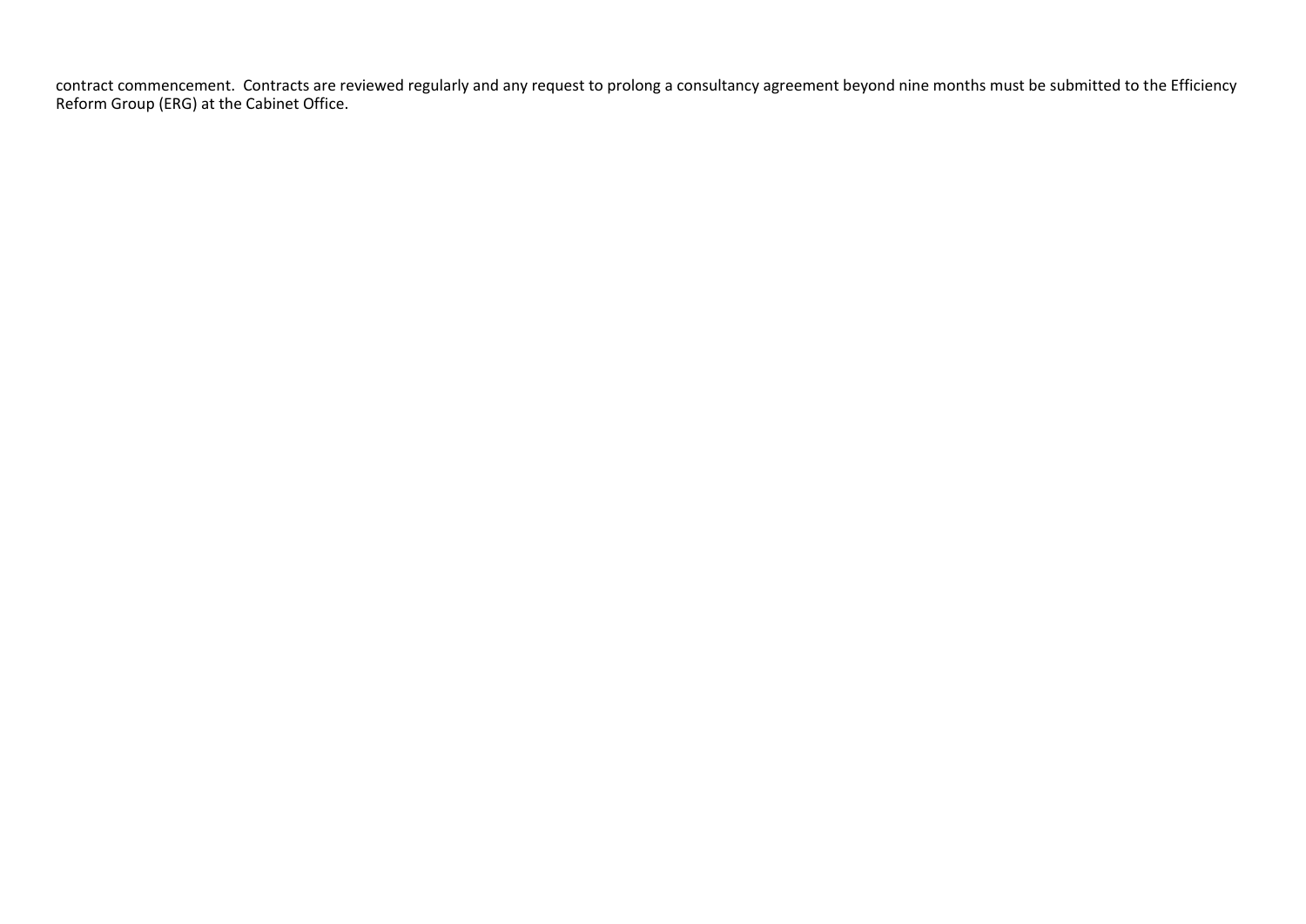contract commencement. Contracts are reviewed regularly and any request to prolong a consultancy agreement beyond nine months must be submitted to the Efficiency Reform Group (ERG) at the Cabinet Office.